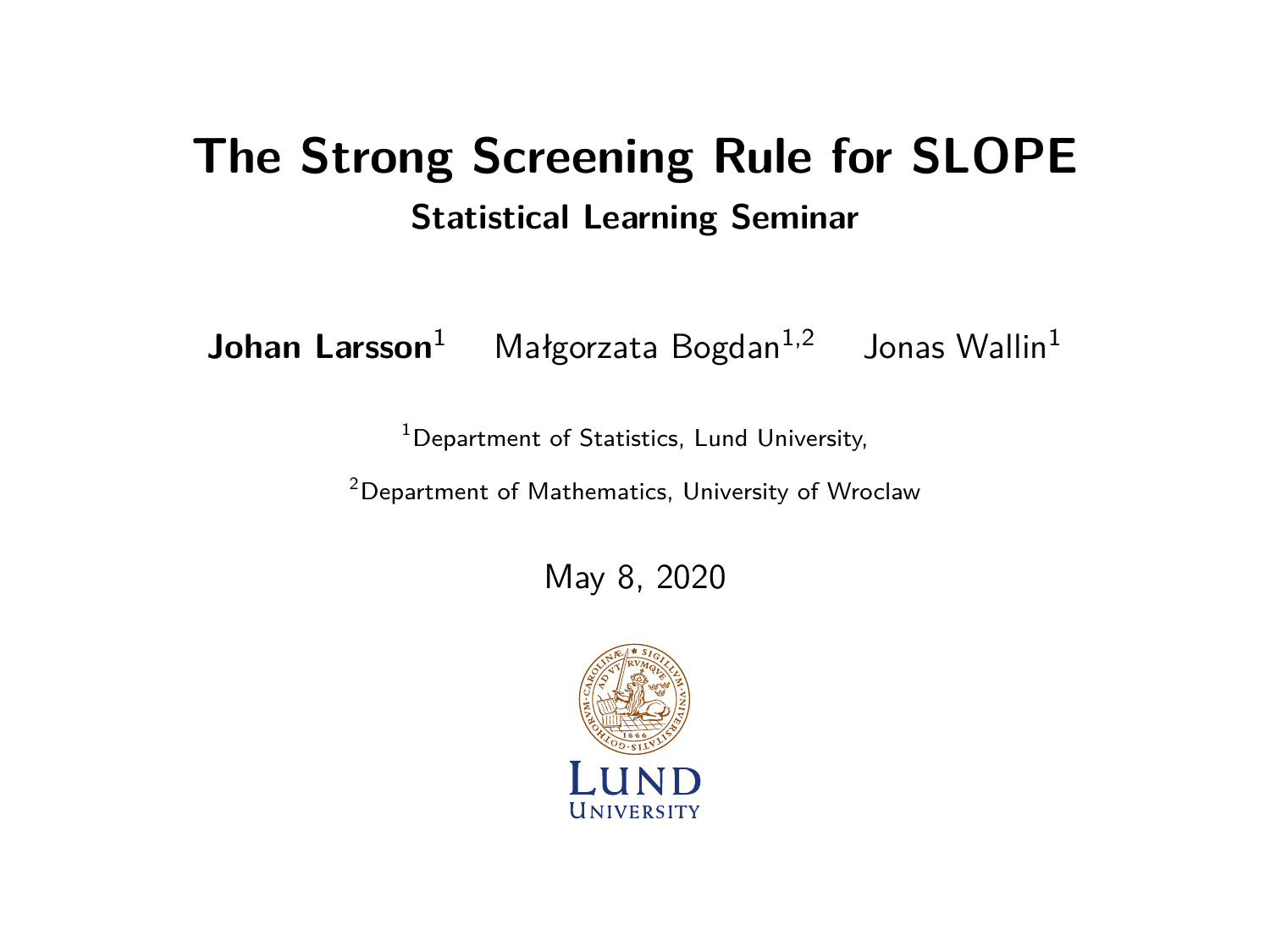# The Strong Screening Rule for SLOPE

## Statistical Learning Seminar

**Johan Larsson**[1] Małgorzata Bogdan[1,2] Jonas Wallin[1]

[1]Department of Statistics, Lund University,

[2]Department of Mathematics, University of Wroclaw

May 8, 2020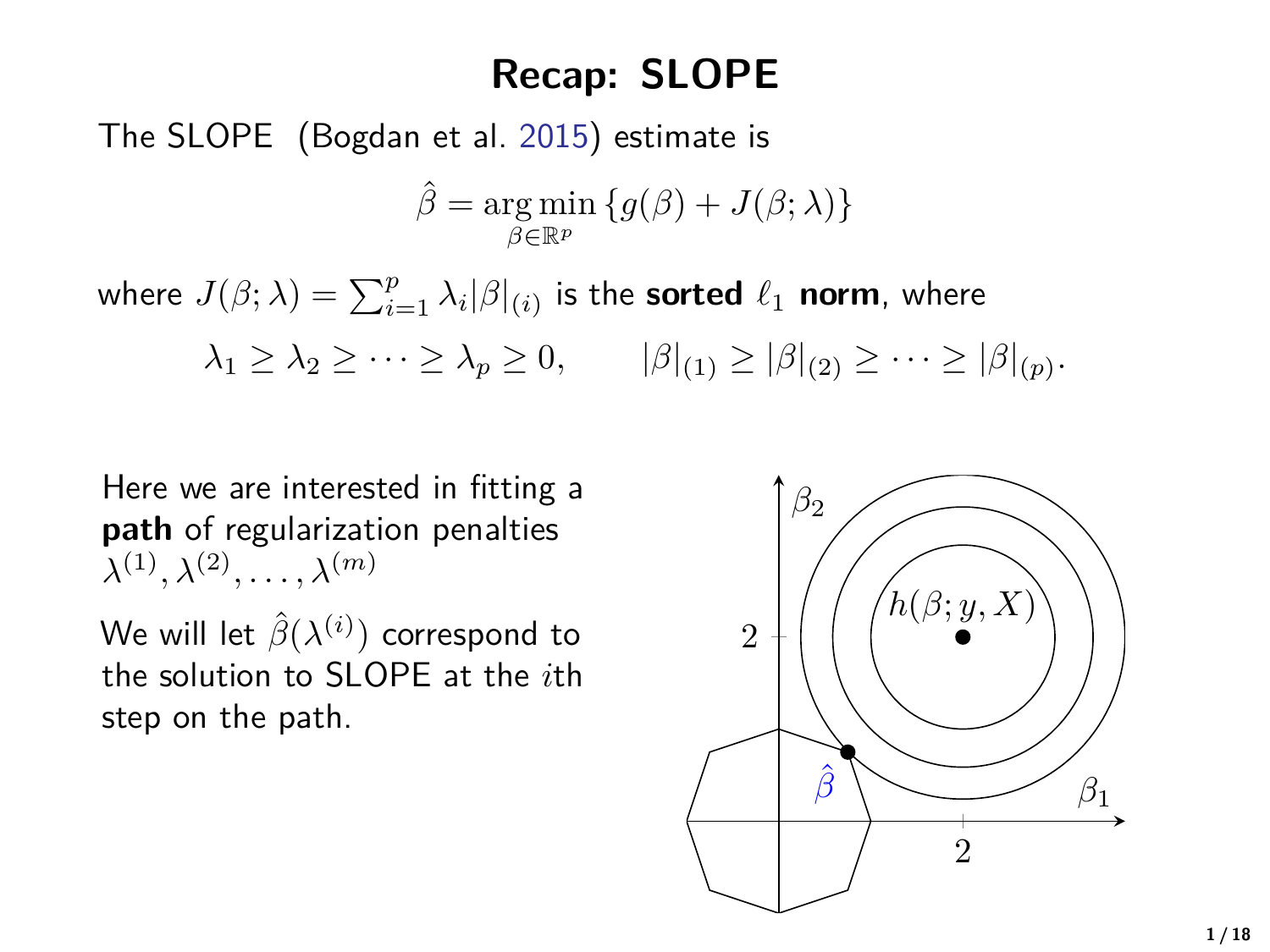# Recap: SLOPE

The SLOPE (Bogdan et al. 2015) estimate is

$$\hat{\beta} = \underset{\beta \in \mathbb{R}^p}{\arg\min} \{g(\beta) + J(\beta; \lambda)\}$$

where $J(\beta; \lambda) = \sum_{i=1}^{p} \lambda_i |\beta|_{(i)}$ is the **sorted $\ell_1$ norm**, where

$$\lambda_1 \geq \lambda_2 \geq \cdots \geq \lambda_p \geq 0, \qquad |\beta|_{(1)} \geq |\beta|_{(2)} \geq \cdots \geq |\beta|_{(p)}.$$

Here we are interested in fitting a **path** of regularization penalties $\lambda^{(1)}, \lambda^{(2)}, \ldots, \lambda^{(m)}$

We will let $\hat{\beta}(\lambda^{(i)})$ correspond to the solution to SLOPE at the $i$th step on the path.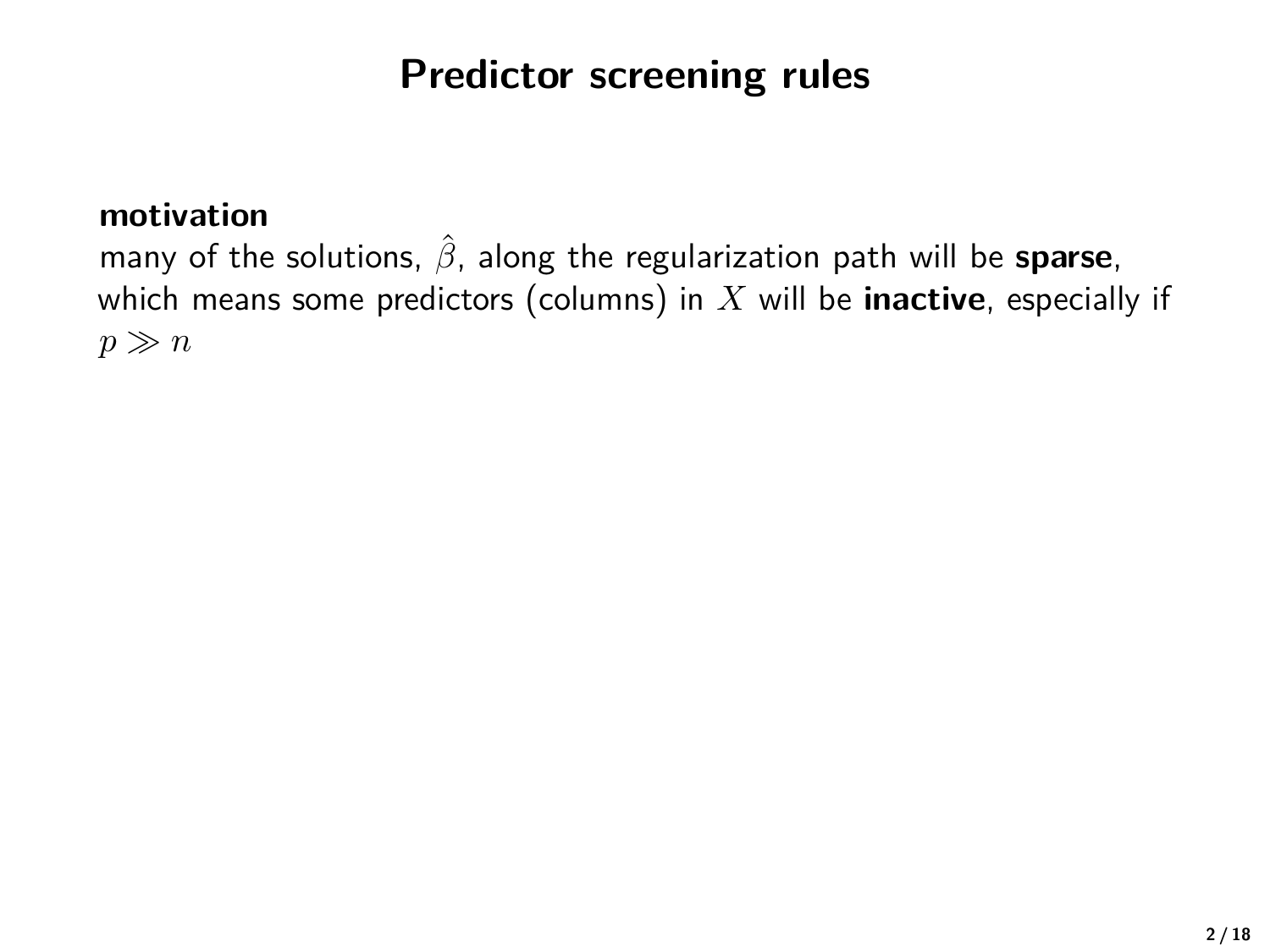# Predictor screening rules

**motivation**

many of the solutions, $\hat{\beta}$, along the regularization path will be **sparse**, which means some predictors (columns) in $X$ will be **inactive**, especially if $p \gg n$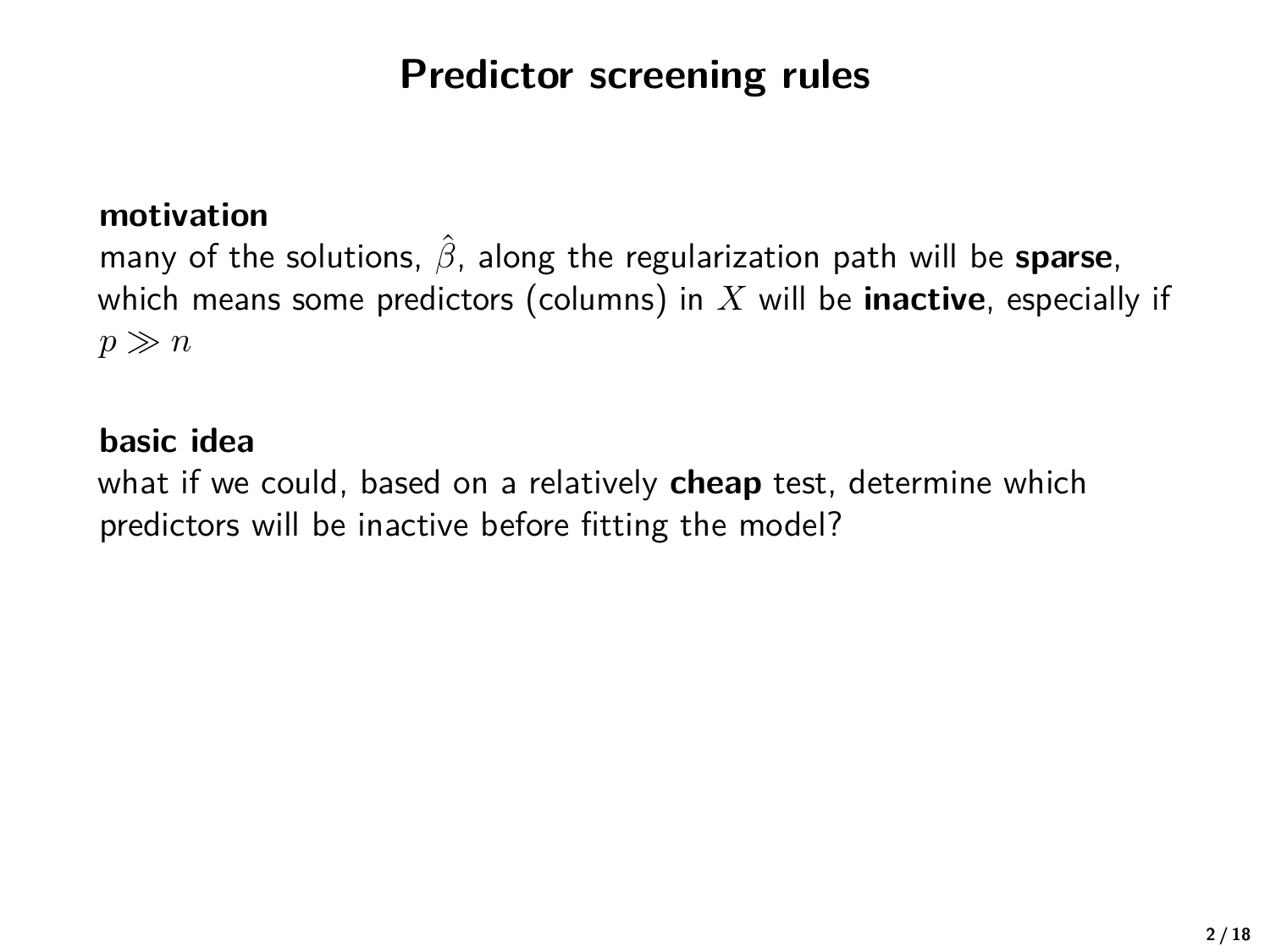# Predictor screening rules

**motivation**
many of the solutions, $\hat{\beta}$, along the regularization path will be **sparse**, which means some predictors (columns) in $X$ will be **inactive**, especially if $p \gg n$

**basic idea**
what if we could, based on a relatively **cheap** test, determine which predictors will be inactive before fitting the model?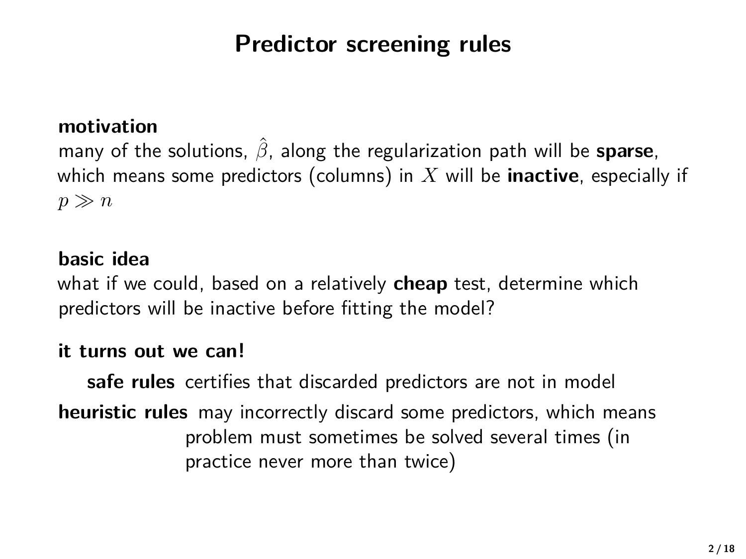# Predictor screening rules

**motivation**

many of the solutions, $\hat{\beta}$, along the regularization path will be **sparse**, which means some predictors (columns) in $X$ will be **inactive**, especially if $p \gg n$

**basic idea**

what if we could, based on a relatively **cheap** test, determine which predictors will be inactive before fitting the model?

**it turns out we can!**

**safe rules** certifies that discarded predictors are not in model

**heuristic rules** may incorrectly discard some predictors, which means problem must sometimes be solved several times (in practice never more than twice)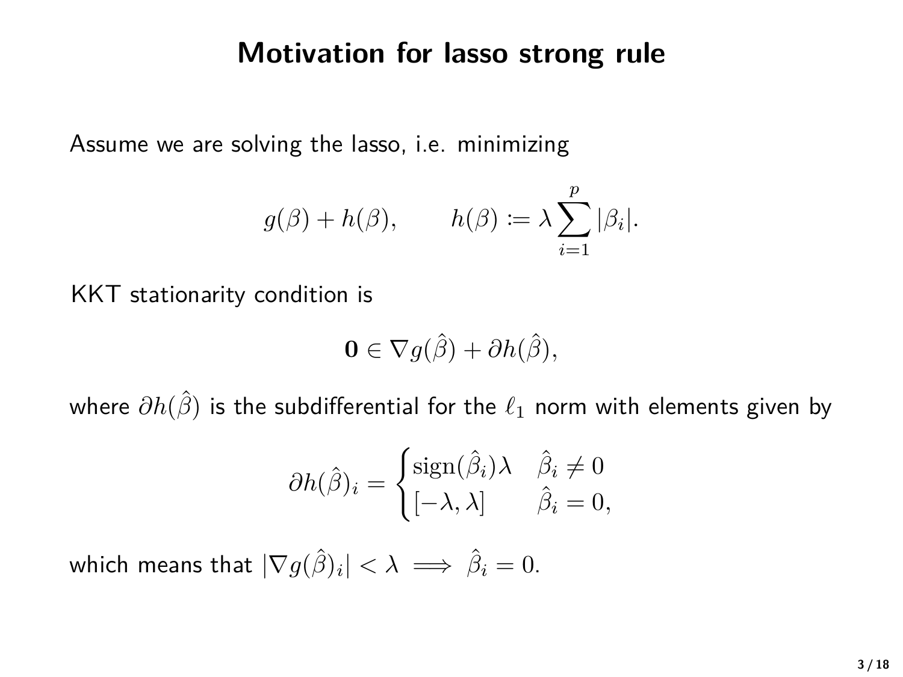# Motivation for lasso strong rule

Assume we are solving the lasso, i.e. minimizing

$$g(\beta) + h(\beta), \qquad h(\beta) \coloneqq \lambda \sum_{i=1}^{p} |\beta_i|.$$

KKT stationarity condition is

$$\mathbf{0} \in \nabla g(\hat{\beta}) + \partial h(\hat{\beta}),$$

where $\partial h(\hat{\beta})$ is the subdifferential for the $\ell_1$ norm with elements given by

$$\partial h(\hat{\beta})_i = \begin{cases} \operatorname{sign}(\hat{\beta}_i)\lambda & \hat{\beta}_i \neq 0 \\ [-\lambda, \lambda] & \hat{\beta}_i = 0, \end{cases}$$

which means that $|\nabla g(\hat{\beta})_i| < \lambda \implies \hat{\beta}_i = 0$.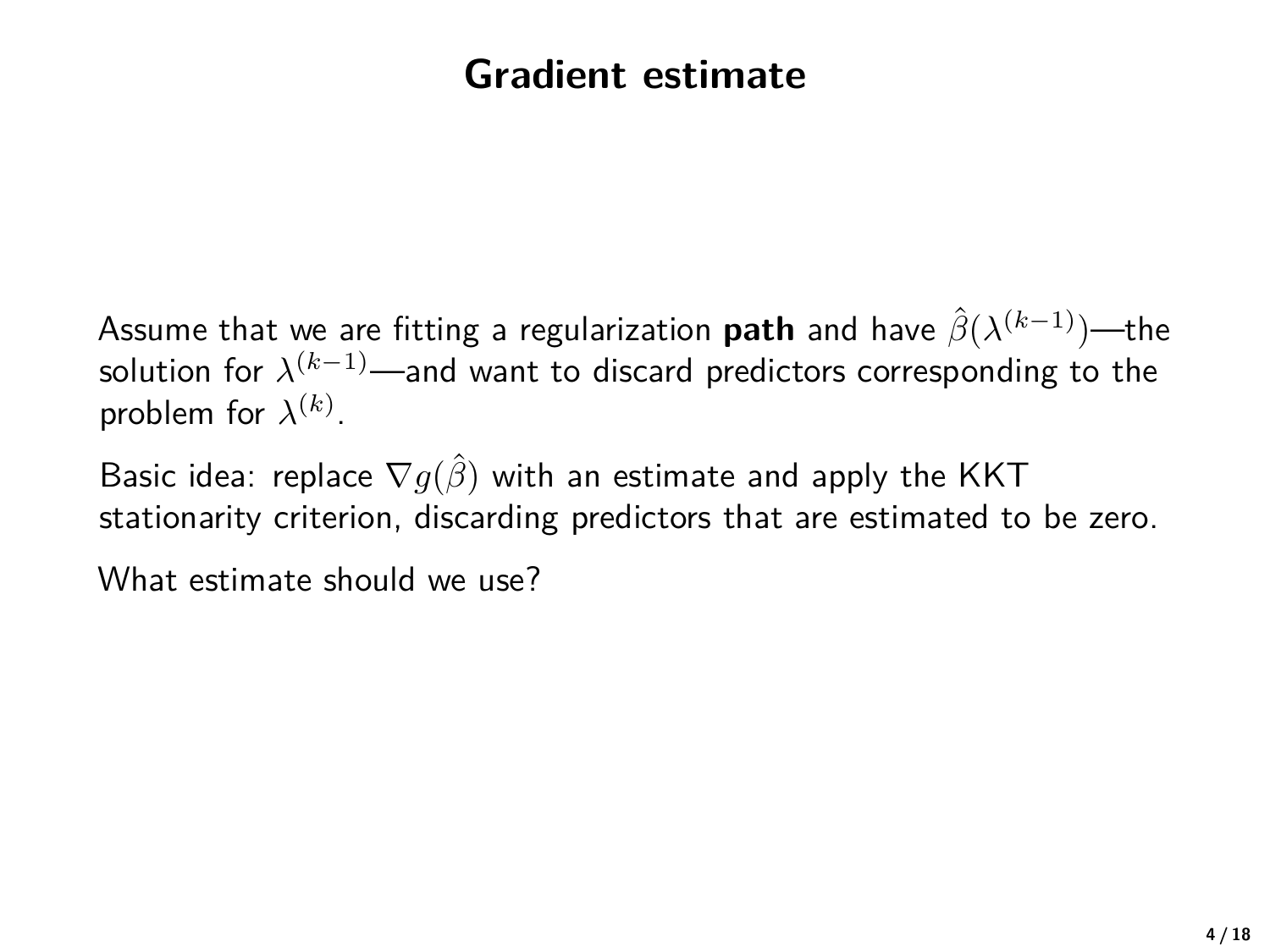# Gradient estimate

Assume that we are fitting a regularization **path** and have $\hat{\beta}(\lambda^{(k-1)})$—the solution for $\lambda^{(k-1)}$—and want to discard predictors corresponding to the problem for $\lambda^{(k)}$.

Basic idea: replace $\nabla g(\hat{\beta})$ with an estimate and apply the KKT stationarity criterion, discarding predictors that are estimated to be zero.

What estimate should we use?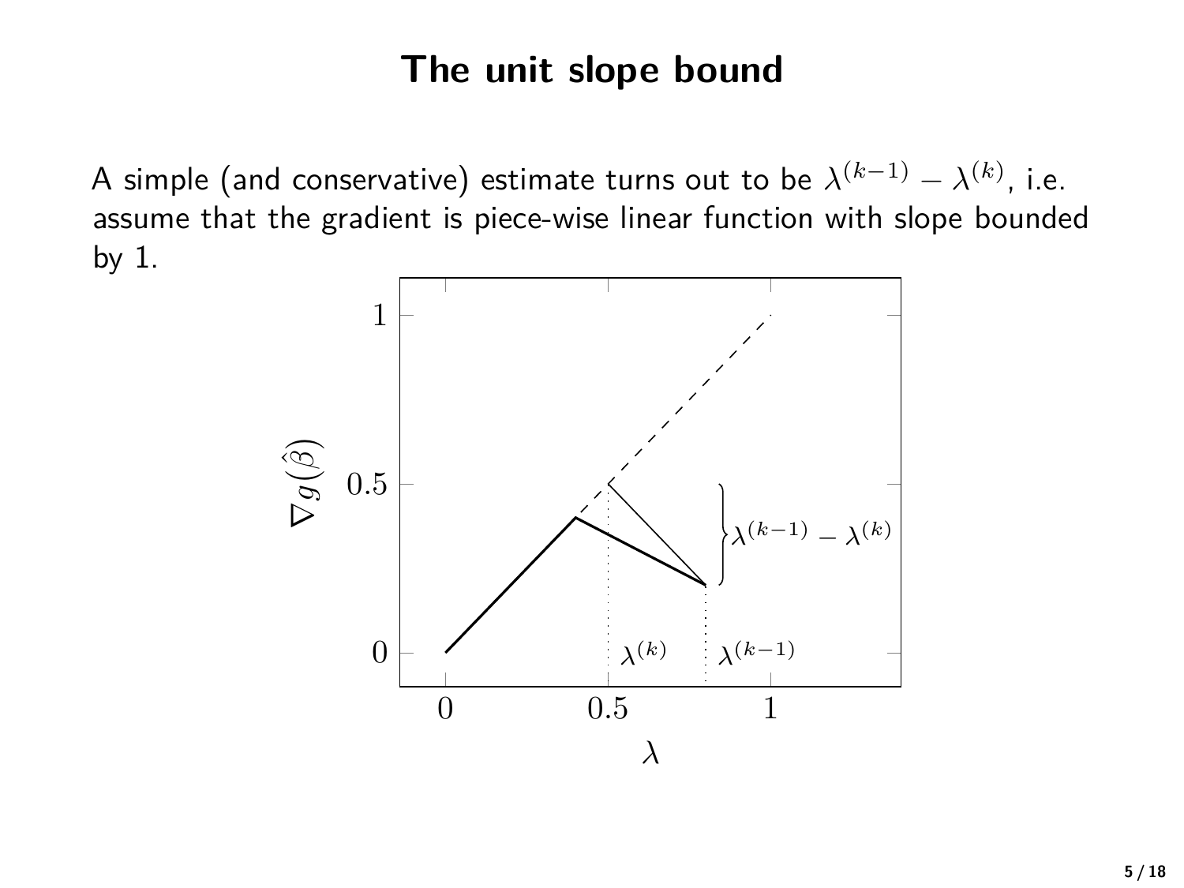# The unit slope bound

A simple (and conservative) estimate turns out to be $\lambda^{(k-1)} - \lambda^{(k)}$, i.e. assume that the gradient is piece-wise linear function with slope bounded by 1.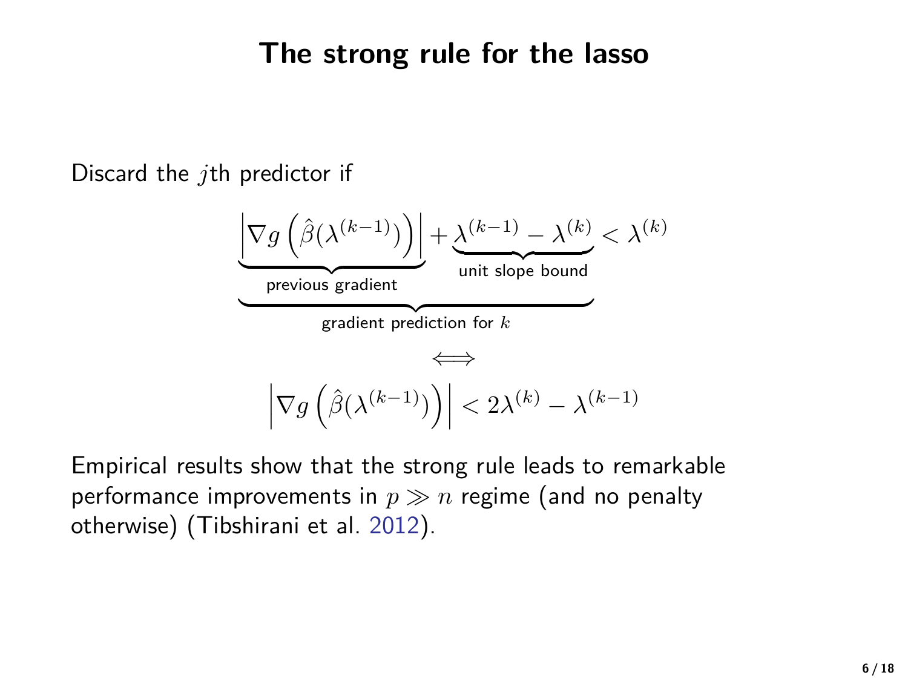# The strong rule for the lasso

Discard the $j$th predictor if

$$\underbrace{\underbrace{\left|\nabla g\left(\hat{\beta}(\lambda^{(k-1)})\right)\right|}_{\text{previous gradient}} + \underbrace{\lambda^{(k-1)} - \lambda^{(k)}}_{\text{unit slope bound}}}_{\text{gradient prediction for } k} < \lambda^{(k)}$$

$$\iff$$

$$\left|\nabla g\left(\hat{\beta}(\lambda^{(k-1)})\right)\right| < 2\lambda^{(k)} - \lambda^{(k-1)}$$

Empirical results show that the strong rule leads to remarkable performance improvements in $p \gg n$ regime (and no penalty otherwise) (Tibshirani et al. 2012).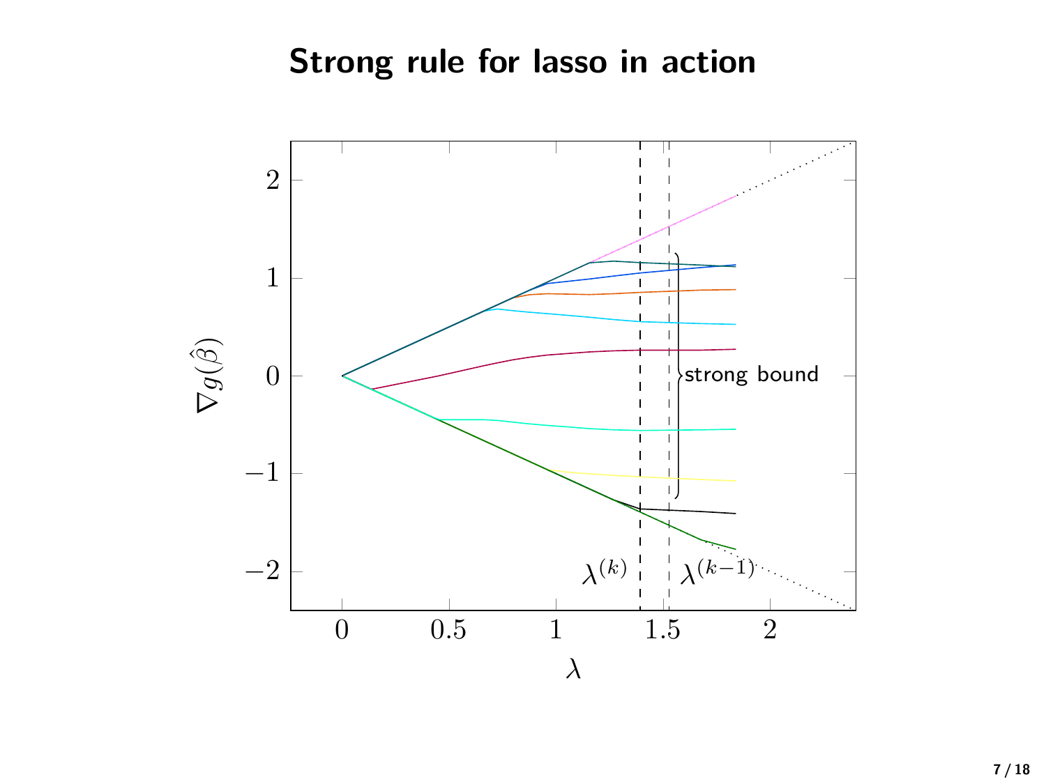# Strong rule for lasso in action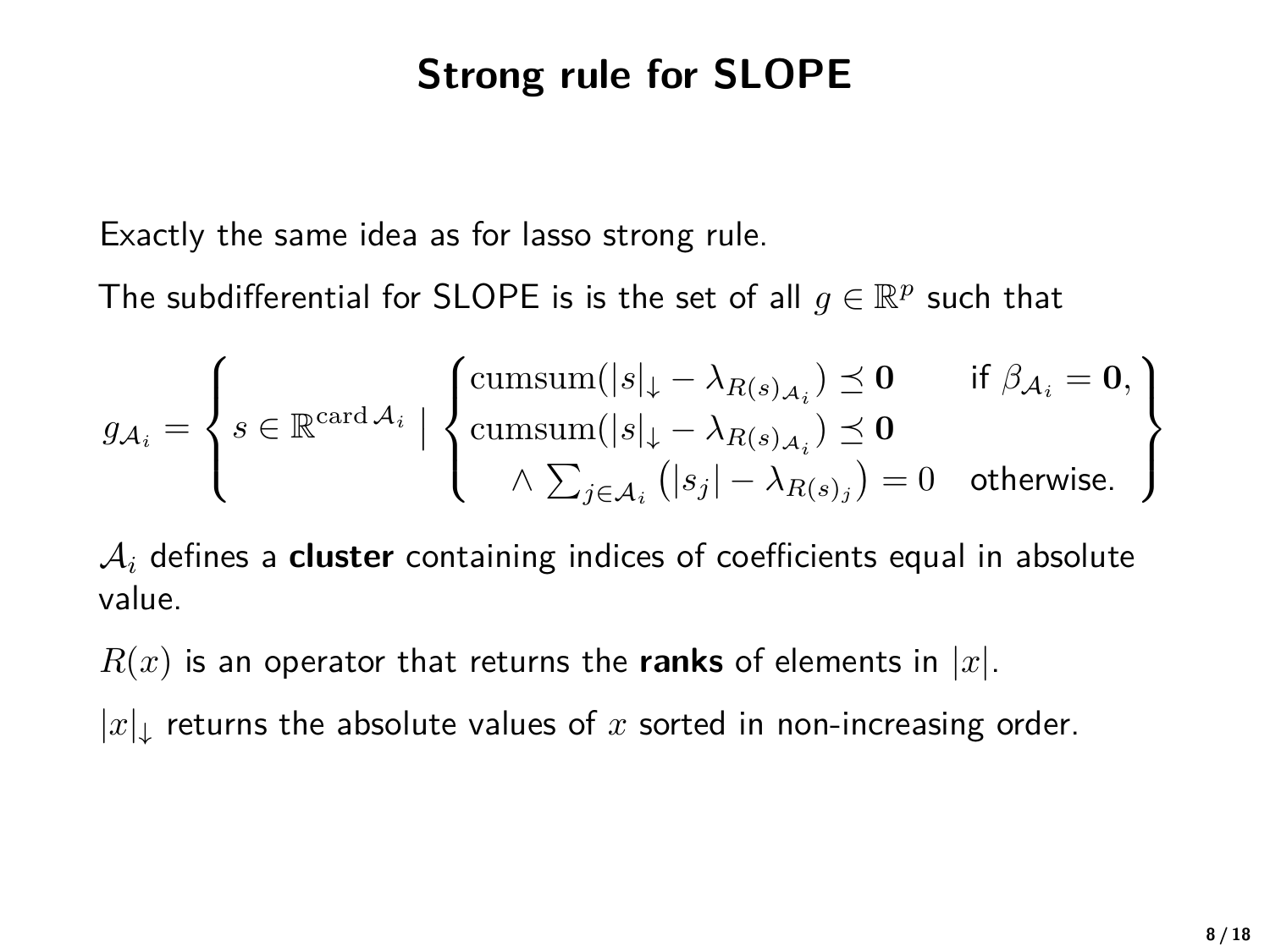# Strong rule for SLOPE

Exactly the same idea as for lasso strong rule.

The subdifferential for SLOPE is is the set of all $g \in \mathbb{R}^p$ such that

$$
g_{\mathcal{A}_i} = \left\{ s \in \mathbb{R}^{\operatorname{card} \mathcal{A}_i} \;\middle|\; \begin{cases} \operatorname{cumsum}(|s|_\downarrow - \lambda_{R(s)_{\mathcal{A}_i}}) \preceq \mathbf{0} & \text{if } \beta_{\mathcal{A}_i} = \mathbf{0}, \\ \operatorname{cumsum}(|s|_\downarrow - \lambda_{R(s)_{\mathcal{A}_i}}) \preceq \mathbf{0} & \\ \quad \wedge \sum_{j \in \mathcal{A}_i} \left(|s_j| - \lambda_{R(s)_j}\right) = 0 & \text{otherwise.} \end{cases} \right\}
$$

$\mathcal{A}_i$ defines a **cluster** containing indices of coefficients equal in absolute value.

$R(x)$ is an operator that returns the **ranks** of elements in $|x|$.

$|x|_\downarrow$ returns the absolute values of $x$ sorted in non-increasing order.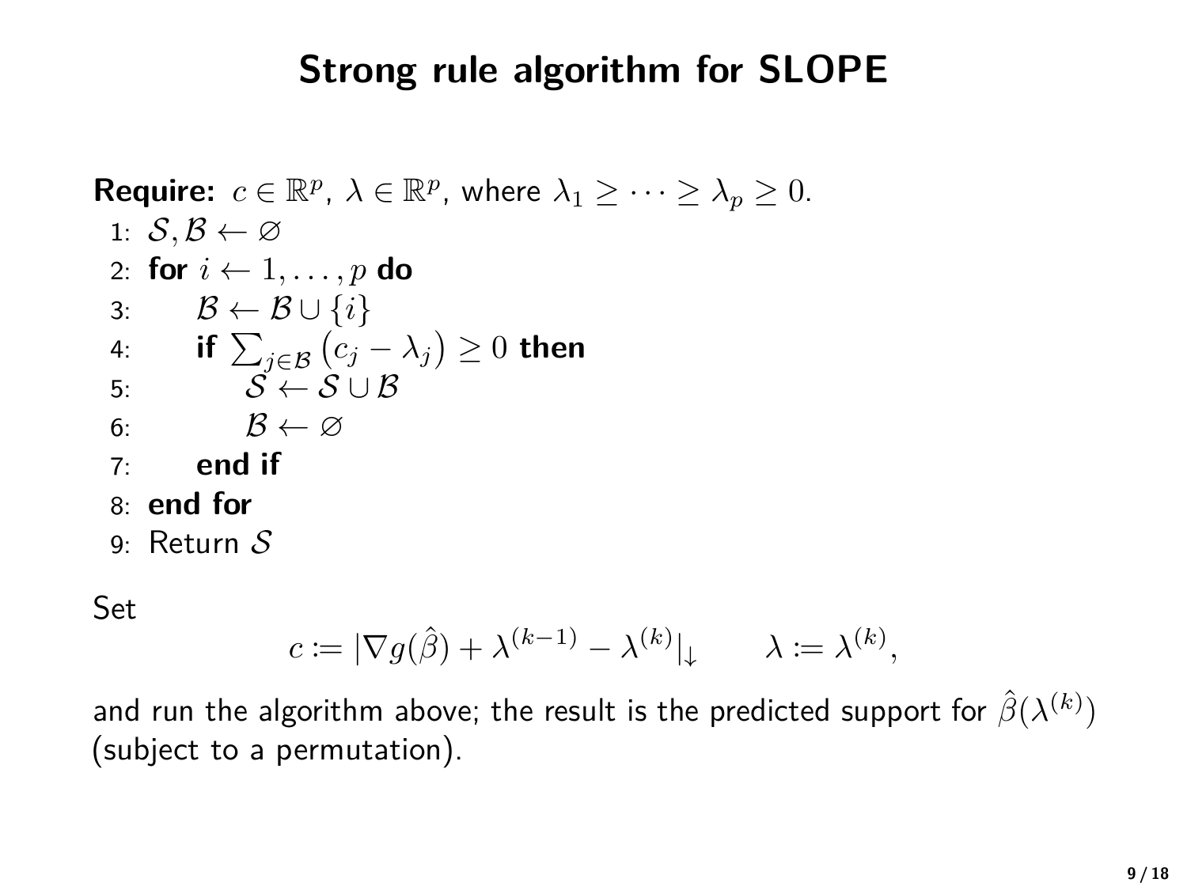# Strong rule algorithm for SLOPE

**Require:** $c \in \mathbb{R}^p$, $\lambda \in \mathbb{R}^p$, where $\lambda_1 \geq \cdots \geq \lambda_p \geq 0$.

```
1: S, B ← ∅
2: for i ← 1, ..., p do
3:     B ← B ∪ {i}
4:     if Σ_{j∈B} (c_j − λ_j) ≥ 0 then
5:         S ← S ∪ B
6:         B ← ∅
7:     end if
8: end for
9: Return S
```

Set

$$c := |\nabla g(\hat{\beta}) + \lambda^{(k-1)} - \lambda^{(k)}|_{\downarrow} \qquad \lambda := \lambda^{(k)},$$

and run the algorithm above; the result is the predicted support for $\hat{\beta}(\lambda^{(k)})$ (subject to a permutation).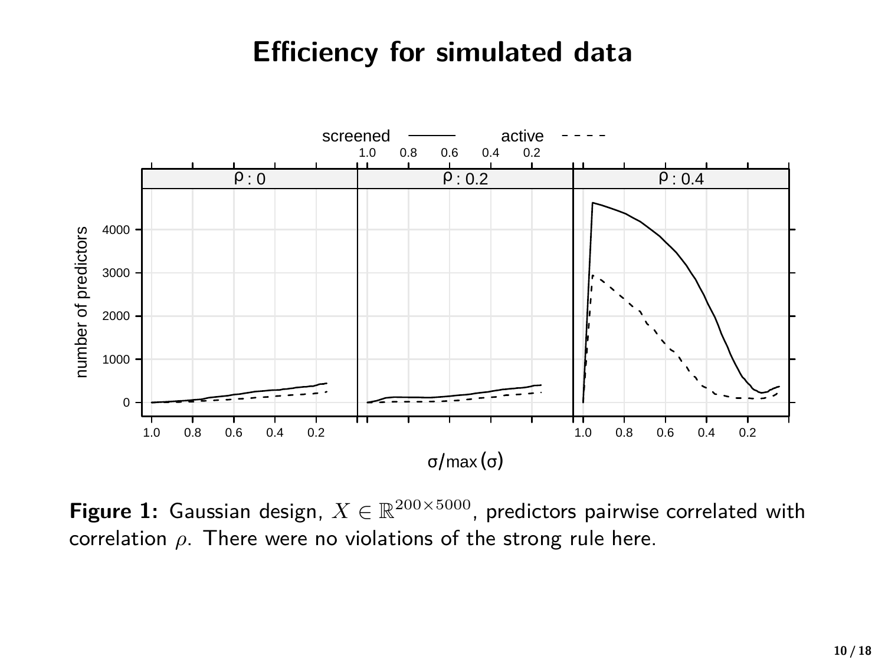# Efficiency for simulated data

**Figure 1:** Gaussian design, $X \in \mathbb{R}^{200 \times 5000}$, predictors pairwise correlated with correlation $\rho$. There were no violations of the strong rule here.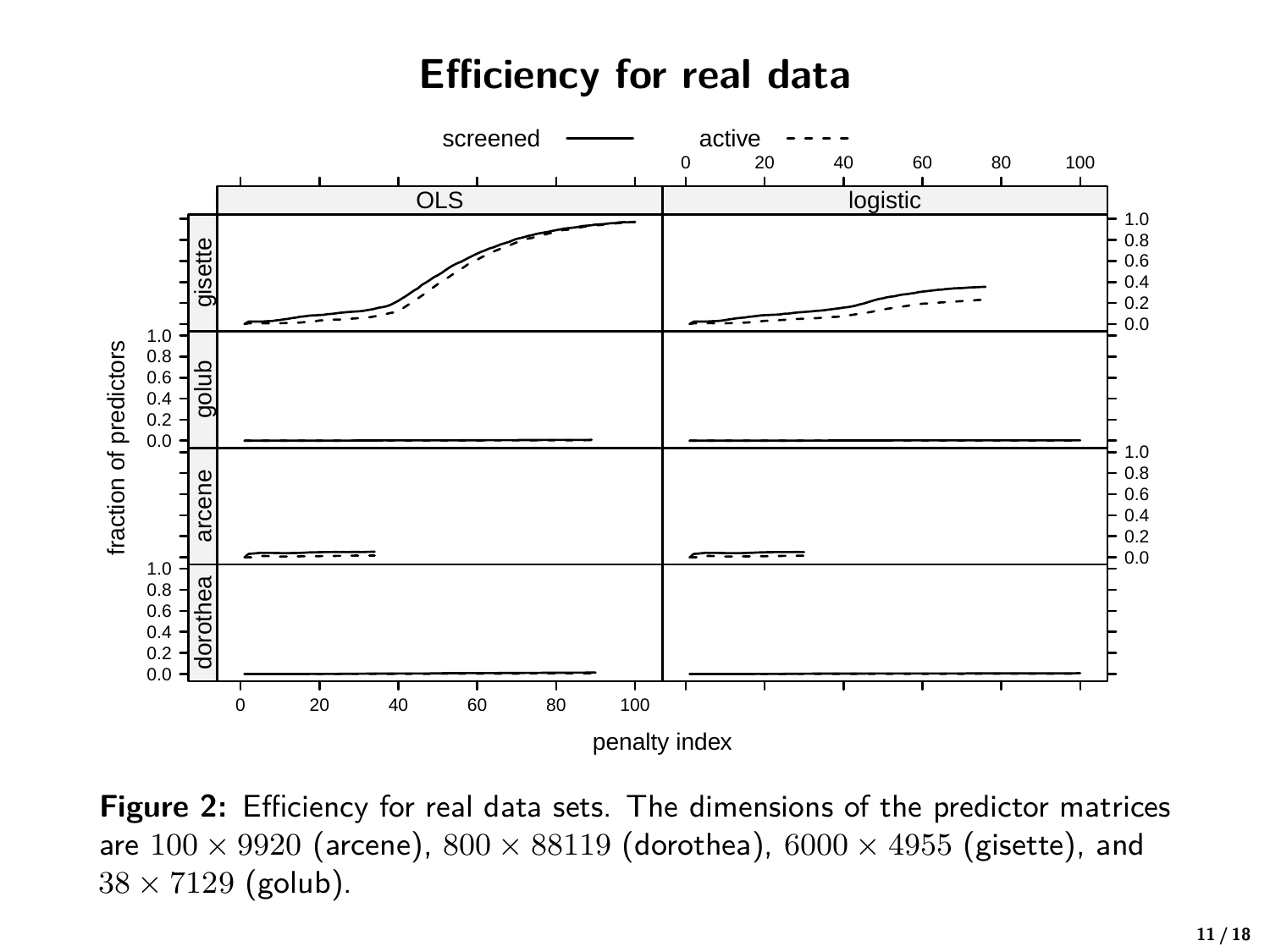# Efficiency for real data

**Figure 2:** Efficiency for real data sets. The dimensions of the predictor matrices are $100 \times 9920$ (arcene), $800 \times 88119$ (dorothea), $6000 \times 4955$ (gisette), and $38 \times 7129$ (golub).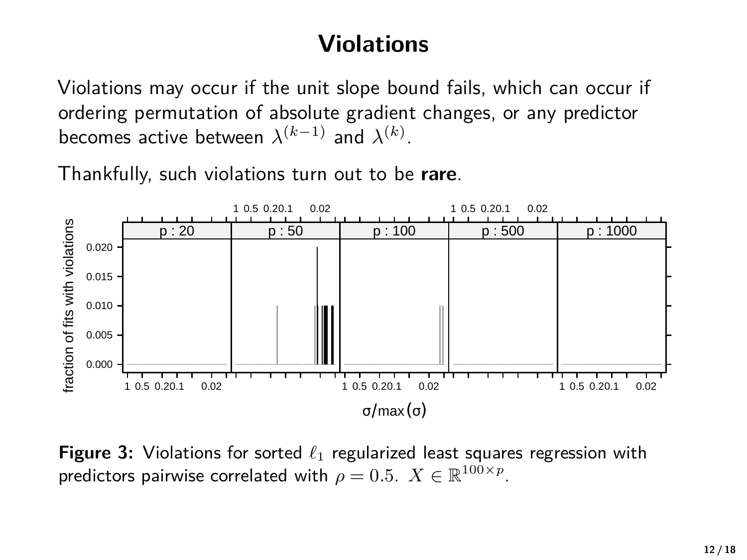# Violations

Violations may occur if the unit slope bound fails, which can occur if ordering permutation of absolute gradient changes, or any predictor becomes active between $\lambda^{(k-1)}$ and $\lambda^{(k)}$.

Thankfully, such violations turn out to be **rare**.

**Figure 3:** Violations for sorted $\ell_1$ regularized least squares regression with predictors pairwise correlated with $\rho = 0.5$. $X \in \mathbb{R}^{100\times p}$.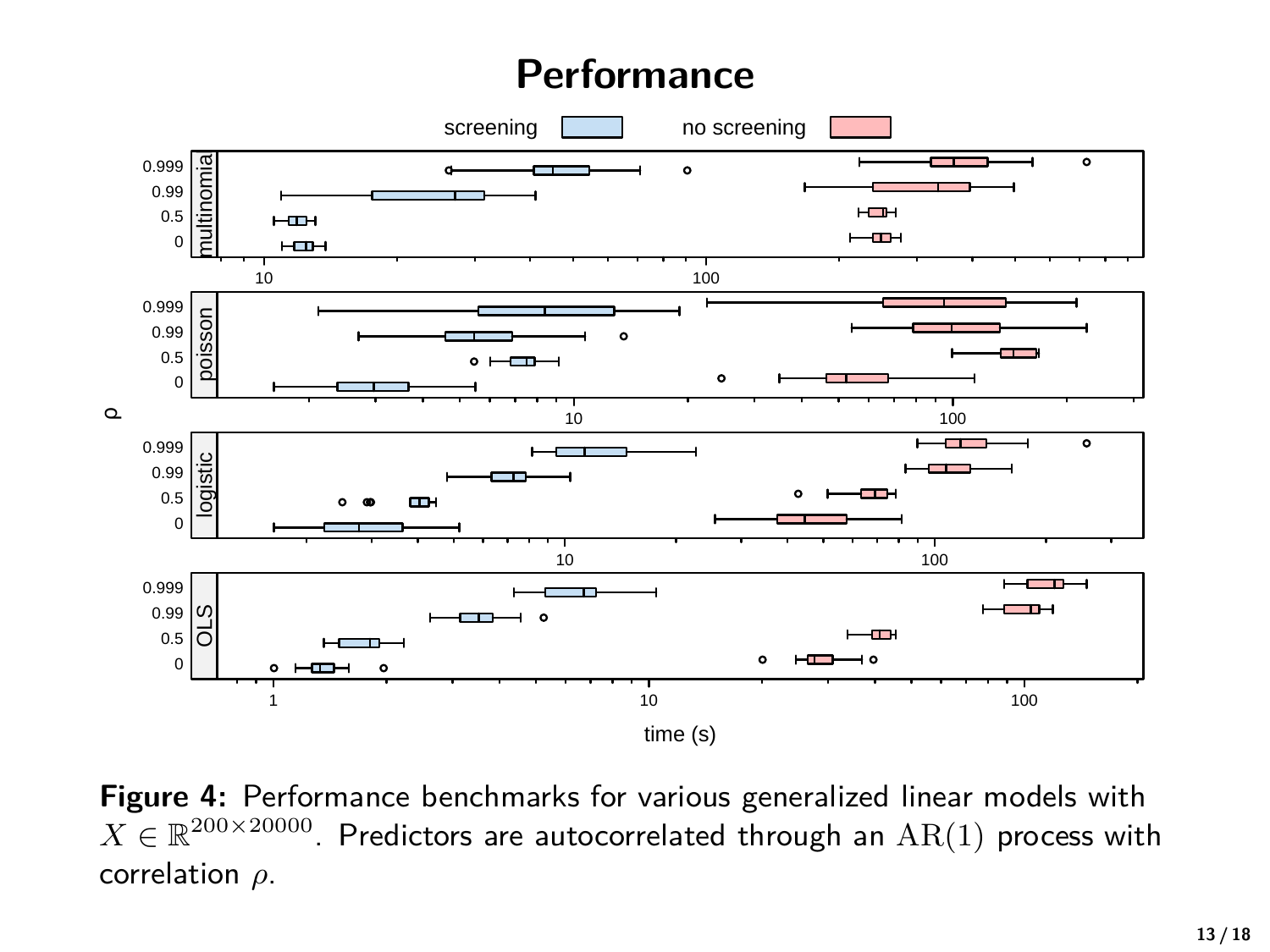# Performance

Figure 4: Performance benchmarks for various generalized linear models with $X \in \mathbb{R}^{200 \times 20000}$. Predictors are autocorrelated through an $\mathrm{AR}(1)$ process with correlation $\rho$.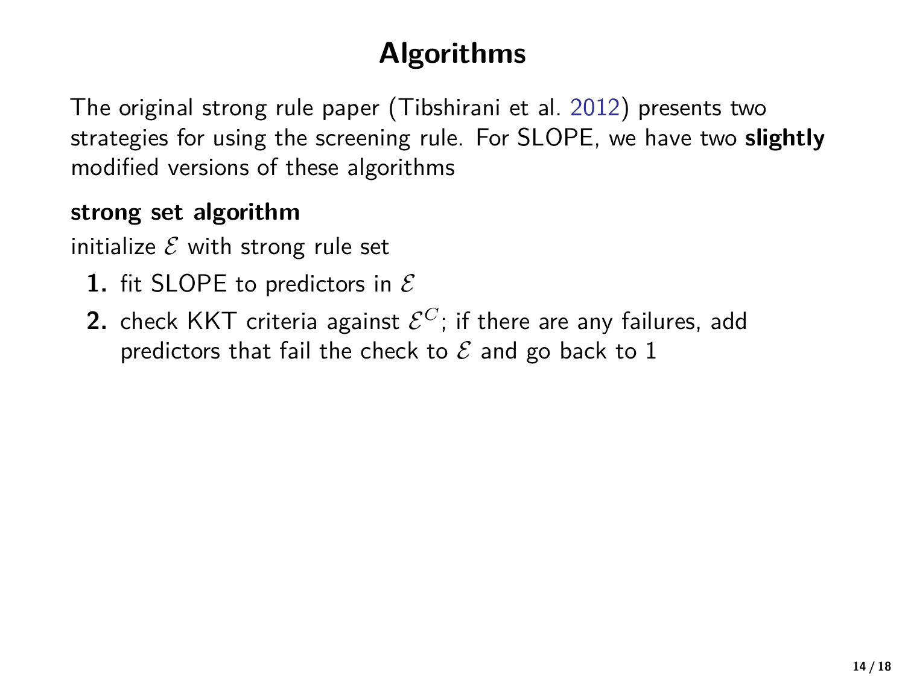# Algorithms

The original strong rule paper (Tibshirani et al. 2012) presents two strategies for using the screening rule. For SLOPE, we have two **slightly** modified versions of these algorithms

**strong set algorithm**

initialize $\mathcal{E}$ with strong rule set

1. fit SLOPE to predictors in $\mathcal{E}$
2. check KKT criteria against $\mathcal{E}^C$; if there are any failures, add predictors that fail the check to $\mathcal{E}$ and go back to 1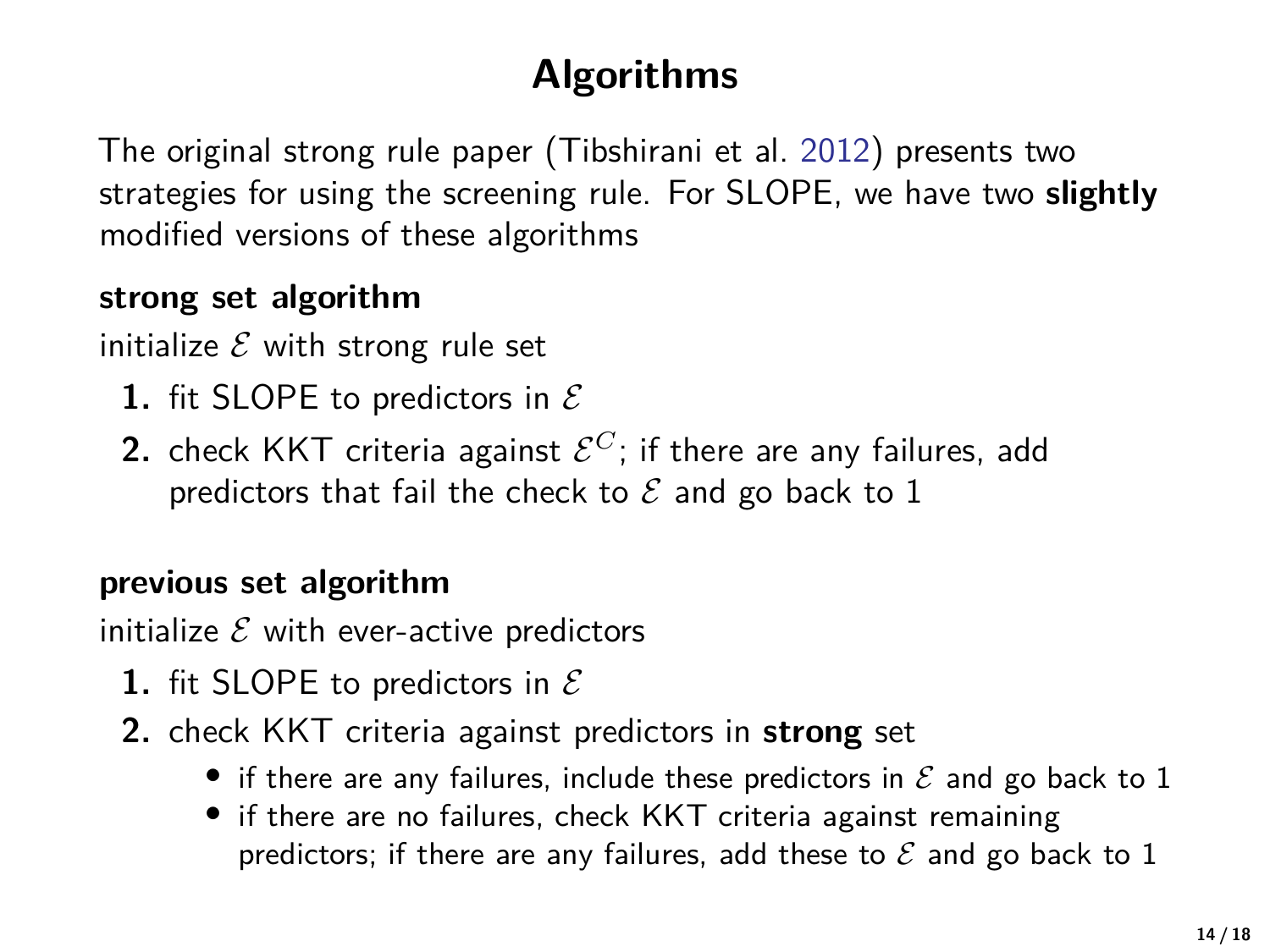# Algorithms

The original strong rule paper (Tibshirani et al. 2012) presents two strategies for using the screening rule. For SLOPE, we have two **slightly** modified versions of these algorithms

**strong set algorithm**

initialize $\mathcal{E}$ with strong rule set

1. fit SLOPE to predictors in $\mathcal{E}$
2. check KKT criteria against $\mathcal{E}^C$; if there are any failures, add predictors that fail the check to $\mathcal{E}$ and go back to 1

**previous set algorithm**

initialize $\mathcal{E}$ with ever-active predictors

1. fit SLOPE to predictors in $\mathcal{E}$
2. check KKT criteria against predictors in **strong** set
   - if there are any failures, include these predictors in $\mathcal{E}$ and go back to 1
   - if there are no failures, check KKT criteria against remaining predictors; if there are any failures, add these to $\mathcal{E}$ and go back to 1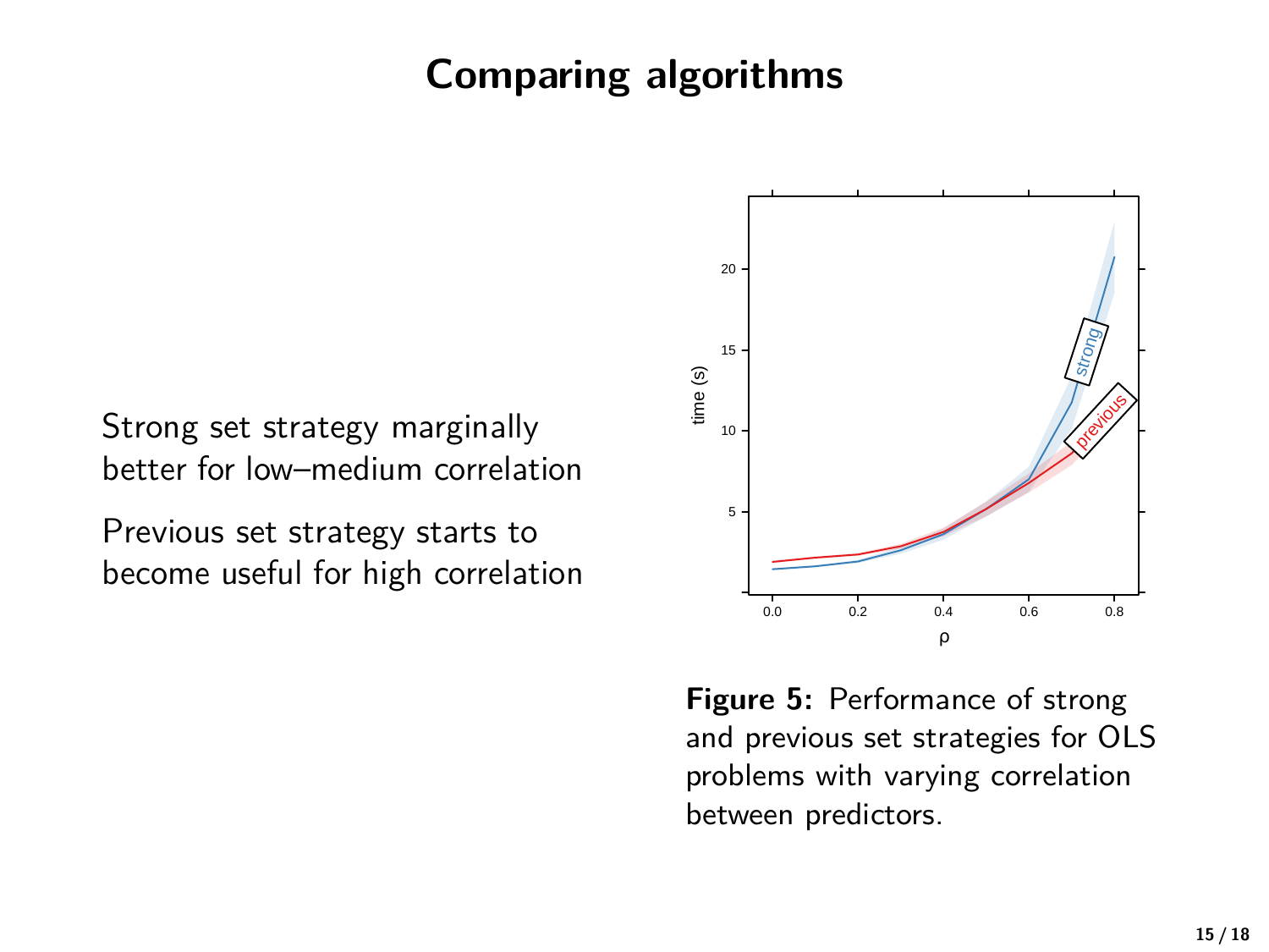# Comparing algorithms

Strong set strategy marginally better for low–medium correlation

Previous set strategy starts to become useful for high correlation

**Figure 5:** Performance of strong and previous set strategies for OLS problems with varying correlation between predictors.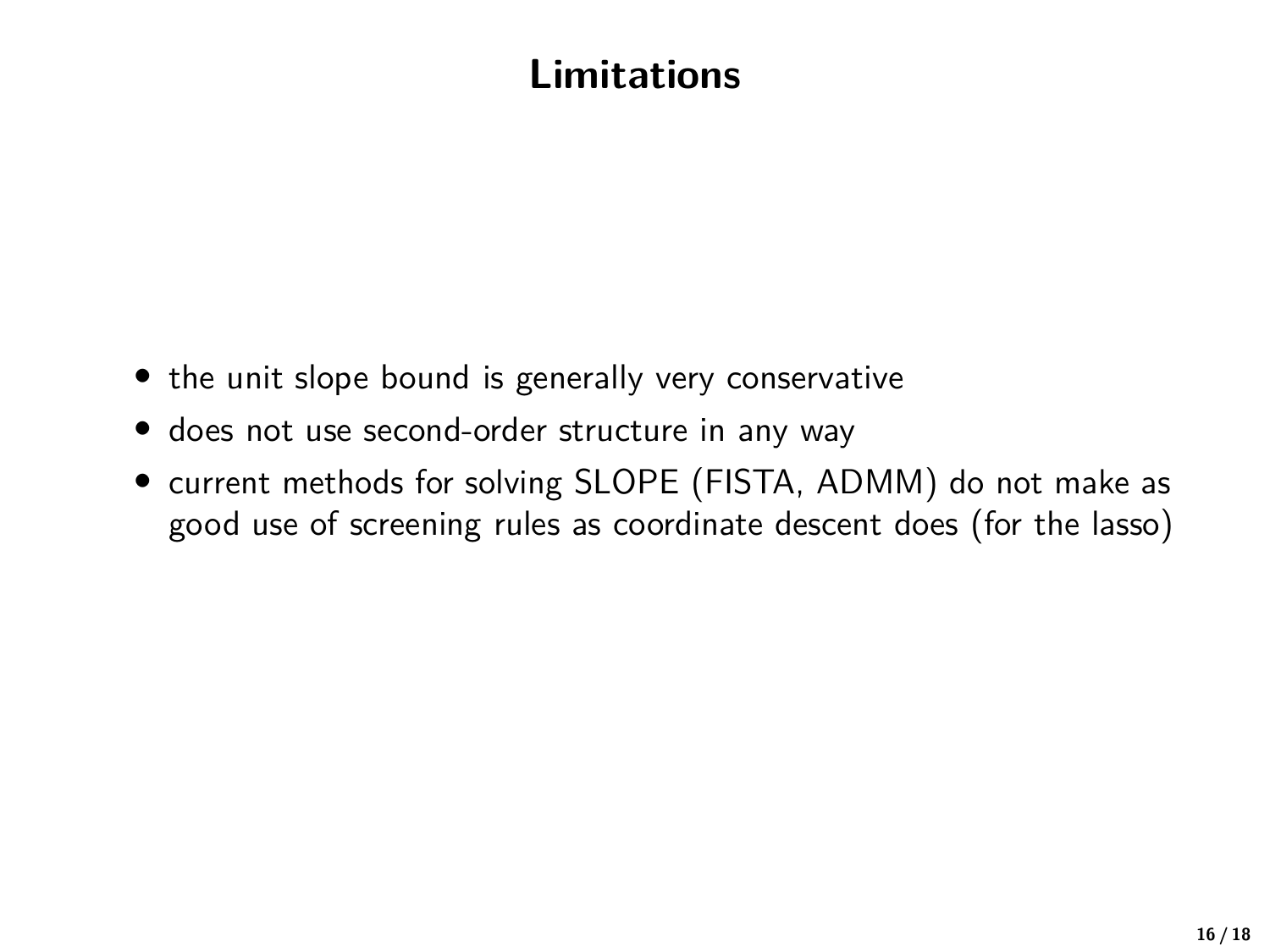# Limitations

- the unit slope bound is generally very conservative
- does not use second-order structure in any way
- current methods for solving SLOPE (FISTA, ADMM) do not make as good use of screening rules as coordinate descent does (for the lasso)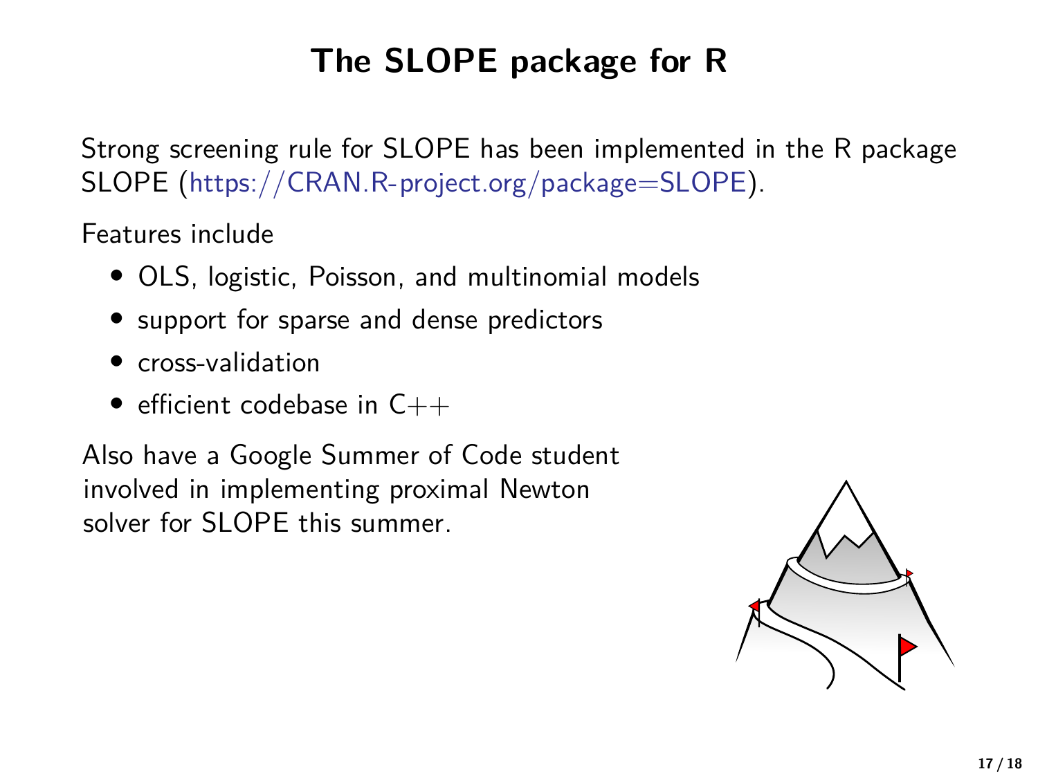# The SLOPE package for R

Strong screening rule for SLOPE has been implemented in the R package SLOPE (https://CRAN.R-project.org/package=SLOPE).

Features include

- OLS, logistic, Poisson, and multinomial models
- support for sparse and dense predictors
- cross-validation
- efficient codebase in C++

Also have a Google Summer of Code student involved in implementing proximal Newton solver for SLOPE this summer.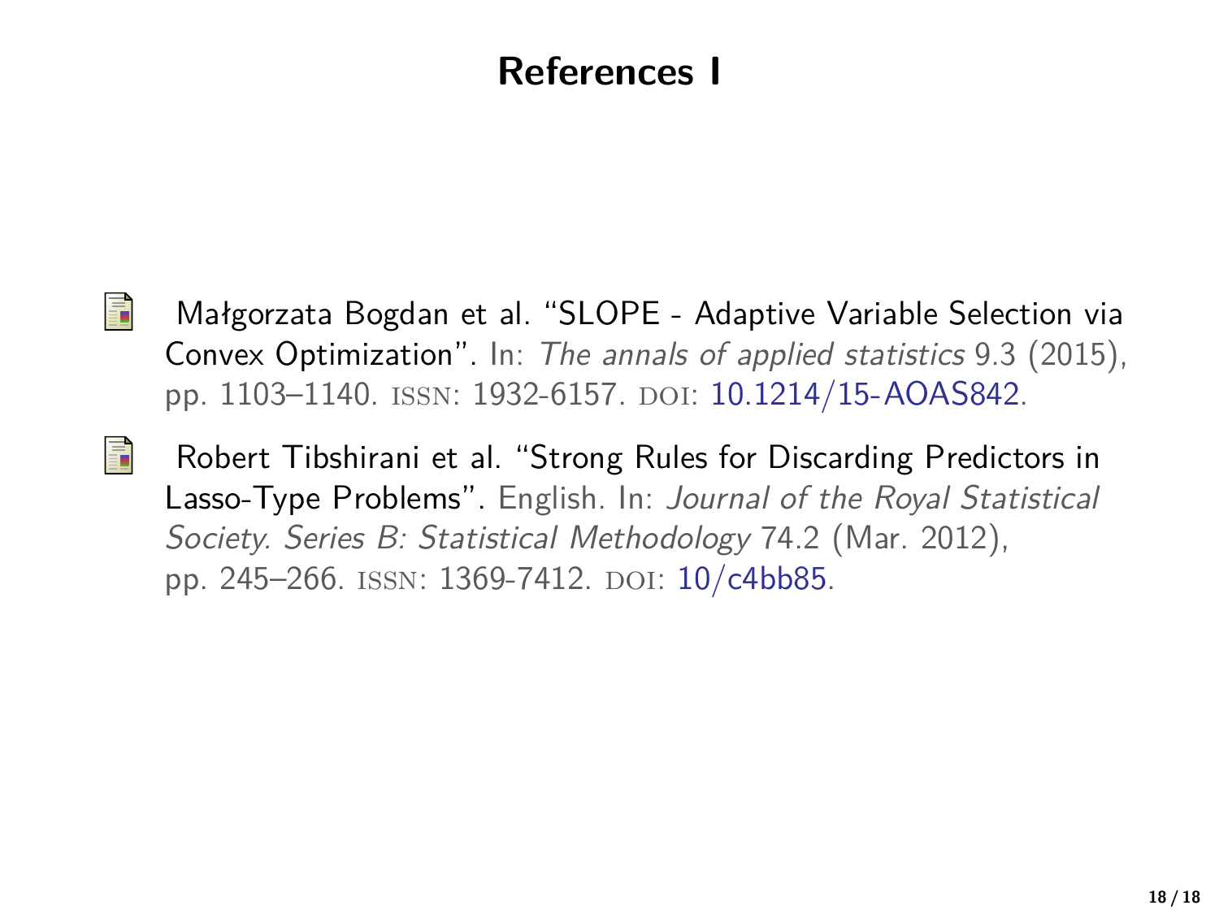# References I

- Małgorzata Bogdan et al. "SLOPE - Adaptive Variable Selection via Convex Optimization". In: *The annals of applied statistics* 9.3 (2015), pp. 1103–1140. ISSN: 1932-6157. DOI: 10.1214/15-AOAS842.

- Robert Tibshirani et al. "Strong Rules for Discarding Predictors in Lasso-Type Problems". English. In: *Journal of the Royal Statistical Society. Series B: Statistical Methodology* 74.2 (Mar. 2012), pp. 245–266. ISSN: 1369-7412. DOI: 10/c4bb85.